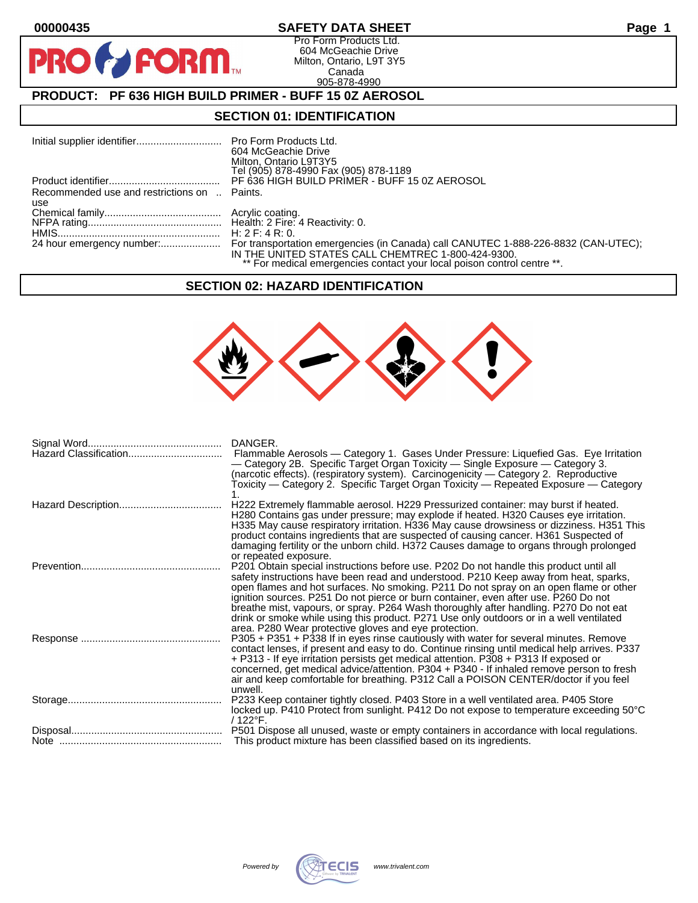00000435

# SAFETY DATA SHEET

Pro Form Products Ltd.
604 McGeachie Drive
Milton, Ontario, L9T 3Y5
Canada
905-878-4990

## PRODUCT: PF 636 HIGH BUILD PRIMER - BUFF 15 0Z AEROSOL

## SECTION 01: IDENTIFICATION

| | |
|---|---|
| Initial supplier identifier............................ | Pro Form Products Ltd.<br>604 McGeachie Drive<br>Milton, Ontario L9T3Y5<br>Tel (905) 878-4990 Fax (905) 878-1189 |
| Product identifier...................................... | PF 636 HIGH BUILD PRIMER - BUFF 15 0Z AEROSOL |
| Recommended use and restrictions on use | Paints. |
| Chemical family......................................... | Acrylic coating. |
| NFPA rating............................................... | Health: 2 Fire: 4 Reactivity: 0. |
| HMIS......................................................... | H: 2 F: 4 R: 0. |
| 24 hour emergency number:..................... | For transportation emergencies (in Canada) call CANUTEC 1-888-226-8832 (CAN-UTEC); IN THE UNITED STATES CALL CHEMTREC 1-800-424-9300.<br>** For medical emergencies contact your local poison control centre **. |

## SECTION 02: HAZARD IDENTIFICATION

| | |
|---|---|
| Signal Word............................................... | DANGER. |
| Hazard Classification................................. | Flammable Aerosols — Category 1. Gases Under Pressure: Liquefied Gas. Eye Irritation — Category 2B. Specific Target Organ Toxicity — Single Exposure — Category 3. (narcotic effects). (respiratory system). Carcinogenicity — Category 2. Reproductive Toxicity — Category 2. Specific Target Organ Toxicity — Repeated Exposure — Category 1. |
| Hazard Description.................................... | H222 Extremely flammable aerosol. H229 Pressurized container: may burst if heated. H280 Contains gas under pressure; may explode if heated. H320 Causes eye irritation. H335 May cause respiratory irritation. H336 May cause drowsiness or dizziness. H351 This product contains ingredients that are suspected of causing cancer. H361 Suspected of damaging fertility or the unborn child. H372 Causes damage to organs through prolonged or repeated exposure. |
| Prevention................................................. | P201 Obtain special instructions before use. P202 Do not handle this product until all safety instructions have been read and understood. P210 Keep away from heat, sparks, open flames and hot surfaces. No smoking. P211 Do not spray on an open flame or other ignition sources. P251 Do not pierce or burn container, even after use. P260 Do not breathe mist, vapours, or spray. P264 Wash thoroughly after handling. P270 Do not eat drink or smoke while using this product. P271 Use only outdoors or in a well ventilated area. P280 Wear protective gloves and eye protection. |
| Response ................................................. | P305 + P351 + P338 If in eyes rinse cautiously with water for several minutes. Remove contact lenses, if present and easy to do. Continue rinsing until medical help arrives. P337 + P313 - If eye irritation persists get medical attention. P308 + P313 If exposed or concerned, get medical advice/attention. P304 + P340 - If inhaled remove person to fresh air and keep comfortable for breathing. P312 Call a POISON CENTER/doctor if you feel unwell. |
| Storage...................................................... | P233 Keep container tightly closed. P403 Store in a well ventilated area. P405 Store locked up. P410 Protect from sunlight. P412 Do not expose to temperature exceeding 50°C / 122°F. |
| Disposal..................................................... | P501 Dispose all unused, waste or empty containers in accordance with local regulations. |
| Note ......................................................... | This product mixture has been classified based on its ingredients. |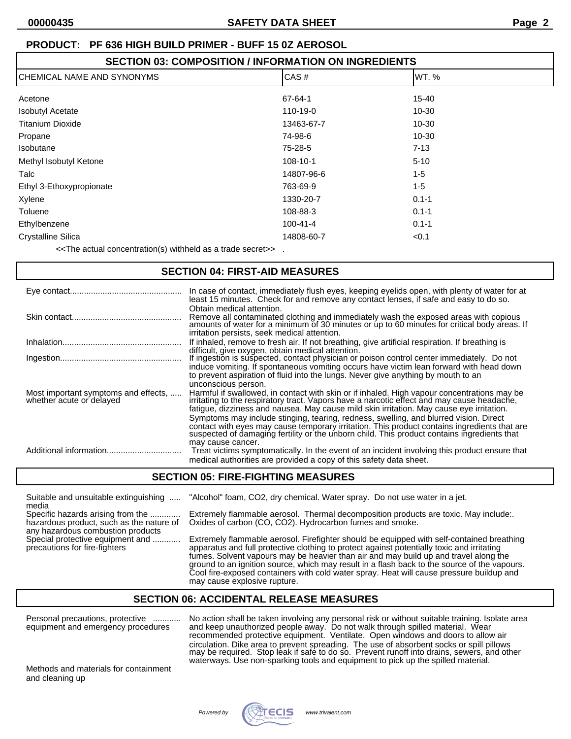**PRODUCT: PF 636 HIGH BUILD PRIMER - BUFF 15 0Z AEROSOL**

## SECTION 03: COMPOSITION / INFORMATION ON INGREDIENTS

| CHEMICAL NAME AND SYNONYMS | CAS # | WT. % |
|---|---|---|
| Acetone | 67-64-1 | 15-40 |
| Isobutyl Acetate | 110-19-0 | 10-30 |
| Titanium Dioxide | 13463-67-7 | 10-30 |
| Propane | 74-98-6 | 10-30 |
| Isobutane | 75-28-5 | 7-13 |
| Methyl Isobutyl Ketone | 108-10-1 | 5-10 |
| Talc | 14807-96-6 | 1-5 |
| Ethyl 3-Ethoxypropionate | 763-69-9 | 1-5 |
| Xylene | 1330-20-7 | 0.1-1 |
| Toluene | 108-88-3 | 0.1-1 |
| Ethylbenzene | 100-41-4 | 0.1-1 |
| Crystalline Silica | 14808-60-7 | <0.1 |

<<The actual concentration(s) withheld as a trade secret>> .

## SECTION 04: FIRST-AID MEASURES

**Eye contact**: In case of contact, immediately flush eyes, keeping eyelids open, with plenty of water for at least 15 minutes. Check for and remove any contact lenses, if safe and easy to do so. Obtain medical attention.

**Skin contact**: Remove all contaminated clothing and immediately wash the exposed areas with copious amounts of water for a minimum of 30 minutes or up to 60 minutes for critical body areas. If irritation persists, seek medical attention.

**Inhalation**: If inhaled, remove to fresh air. If not breathing, give artificial respiration. If breathing is difficult, give oxygen, obtain medical attention.

**Ingestion**: If ingestion is suspected, contact physician or poison control center immediately. Do not induce vomiting. If spontaneous vomiting occurs have victim lean forward with head down to prevent aspiration of fluid into the lungs. Never give anything by mouth to an unconscious person.

**Most important symptoms and effects, whether acute or delayed**: Harmful if swallowed, in contact with skin or if inhaled. High vapour concentrations may be irritating to the respiratory tract. Vapors have a narcotic effect and may cause headache, fatigue, dizziness and nausea. May cause mild skin irritation. May cause eye irritation. Symptoms may include stinging, tearing, redness, swelling, and blurred vision. Direct contact with eyes may cause temporary irritation. This product contains ingredients that are suspected of damaging fertility or the unborn child. This product contains ingredients that may cause cancer.

**Additional information**: Treat victims symptomatically. In the event of an incident involving this product ensure that medical authorities are provided a copy of this safety data sheet.

## SECTION 05: FIRE-FIGHTING MEASURES

**Suitable and unsuitable extinguishing media**: "Alcohol" foam, $CO_2$, dry chemical. Water spray. Do not use water in a jet.

**Specific hazards arising from the hazardous product, such as the nature of any hazardous combustion products**: Extremely flammable aerosol. Thermal decomposition products are toxic. May include:. Oxides of carbon (CO, $CO_2$). Hydrocarbon fumes and smoke.

**Special protective equipment and precautions for fire-fighters**: Extremely flammable aerosol. Firefighter should be equipped with self-contained breathing apparatus and full protective clothing to protect against potentially toxic and irritating fumes. Solvent vapours may be heavier than air and may build up and travel along the ground to an ignition source, which may result in a flash back to the source of the vapours. Cool fire-exposed containers with cold water spray. Heat will cause pressure buildup and may cause explosive rupture.

## SECTION 06: ACCIDENTAL RELEASE MEASURES

**Personal precautions, protective equipment and emergency procedures**: No action shall be taken involving any personal risk or without suitable training. Isolate area and keep unauthorized people away. Do not walk through spilled material. Wear recommended protective equipment. Ventilate. Open windows and doors to allow air circulation. Dike area to prevent spreading. The use of absorbent socks or spill pillows may be required. Stop leak if safe to do so. Prevent runoff into drains, sewers, and other waterways. Use non-sparking tools and equipment to pick up the spilled material.

**Methods and materials for containment and cleaning up**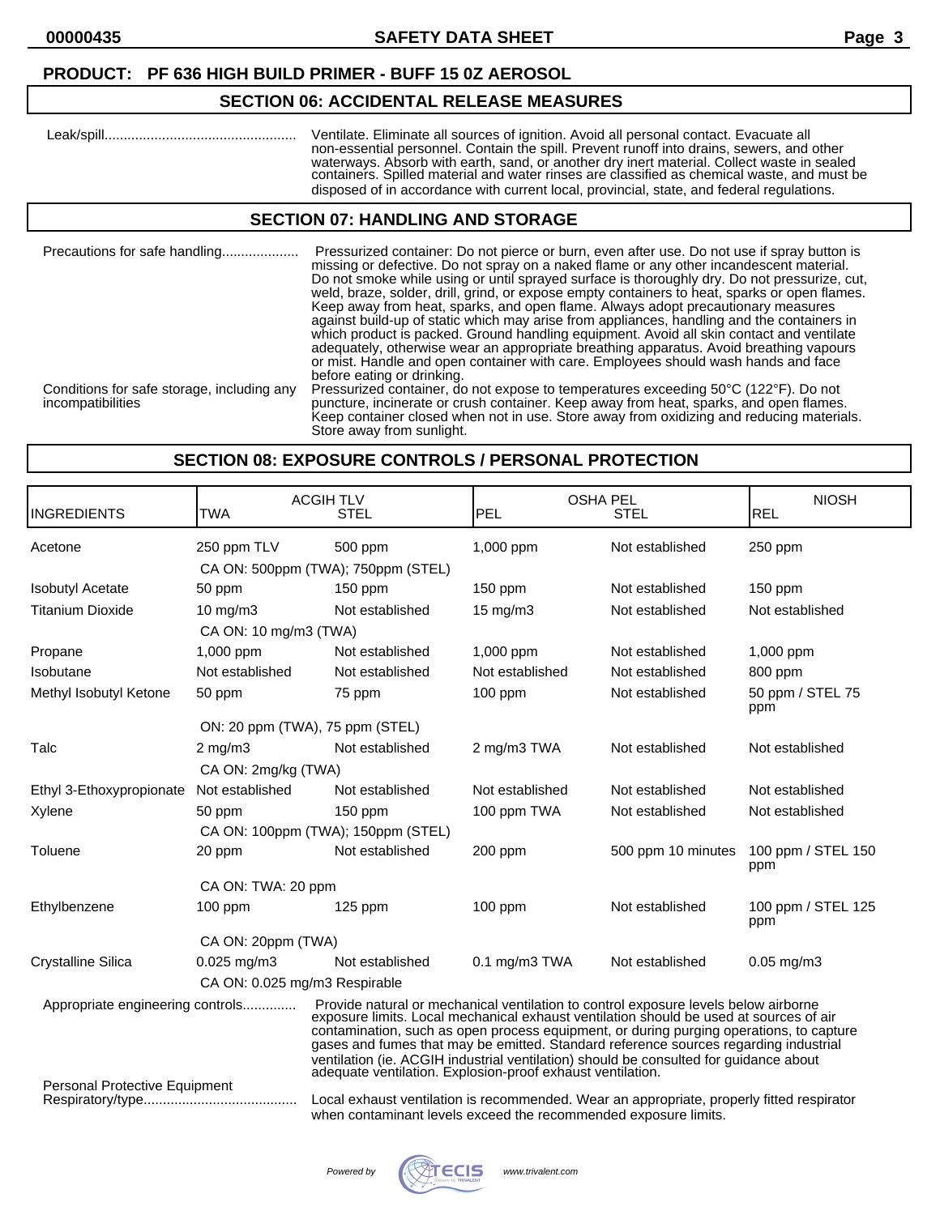**PRODUCT: PF 636 HIGH BUILD PRIMER - BUFF 15 0Z AEROSOL**

## SECTION 06: ACCIDENTAL RELEASE MEASURES

| | |
|---|---|
| Leak/spill.................................................. | Ventilate. Eliminate all sources of ignition. Avoid all personal contact. Evacuate all non-essential personnel. Contain the spill. Prevent runoff into drains, sewers, and other waterways. Absorb with earth, sand, or another dry inert material. Collect waste in sealed containers. Spilled material and water rinses are classified as chemical waste, and must be disposed of in accordance with current local, provincial, state, and federal regulations. |

## SECTION 07: HANDLING AND STORAGE

| | |
|---|---|
| Precautions for safe handling.................... | Pressurized container: Do not pierce or burn, even after use. Do not use if spray button is missing or defective. Do not spray on a naked flame or any other incandescent material. Do not smoke while using or until sprayed surface is thoroughly dry. Do not pressurize, cut, weld, braze, solder, drill, grind, or expose empty containers to heat, sparks or open flames. Keep away from heat, sparks, and open flame. Always adopt precautionary measures against build-up of static which may arise from appliances, handling and the containers in which product is packed. Ground handling equipment. Avoid all skin contact and ventilate adequately, otherwise wear an appropriate breathing apparatus. Avoid breathing vapours or mist. Handle and open container with care. Employees should wash hands and face before eating or drinking. |
| Conditions for safe storage, including any incompatibilities | Pressurized container, do not expose to temperatures exceeding 50°C (122°F). Do not puncture, incinerate or crush container. Keep away from heat, sparks, and open flames. Keep container closed when not in use. Store away from oxidizing and reducing materials. Store away from sunlight. |

## SECTION 08: EXPOSURE CONTROLS / PERSONAL PROTECTION

| INGREDIENTS | ACGIH TLV TWA | ACGIH TLV STEL | OSHA PEL PEL | OSHA PEL STEL | NIOSH REL |
|---|---|---|---|---|---|
| Acetone | 250 ppm TLV | 500 ppm | 1,000 ppm | Not established | 250 ppm |
| | CA ON: 500ppm (TWA); 750ppm (STEL) | | | | |
| Isobutyl Acetate | 50 ppm | 150 ppm | 150 ppm | Not established | 150 ppm |
| Titanium Dioxide | 10 mg/m3 | Not established | 15 mg/m3 | Not established | Not established |
| | CA ON: 10 mg/m3 (TWA) | | | | |
| Propane | 1,000 ppm | Not established | 1,000 ppm | Not established | 1,000 ppm |
| Isobutane | Not established | Not established | Not established | Not established | 800 ppm |
| Methyl Isobutyl Ketone | 50 ppm | 75 ppm | 100 ppm | Not established | 50 ppm / STEL 75 ppm |
| | ON: 20 ppm (TWA), 75 ppm (STEL) | | | | |
| Talc | 2 mg/m3 | Not established | 2 mg/m3 TWA | Not established | Not established |
| | CA ON: 2mg/kg (TWA) | | | | |
| Ethyl 3-Ethoxypropionate | Not established | Not established | Not established | Not established | Not established |
| Xylene | 50 ppm | 150 ppm | 100 ppm TWA | Not established | Not established |
| | CA ON: 100ppm (TWA); 150ppm (STEL) | | | | |
| Toluene | 20 ppm | Not established | 200 ppm | 500 ppm 10 minutes | 100 ppm / STEL 150 ppm |
| | CA ON: TWA: 20 ppm | | | | |
| Ethylbenzene | 100 ppm | 125 ppm | 100 ppm | Not established | 100 ppm / STEL 125 ppm |
| | CA ON: 20ppm (TWA) | | | | |
| Crystalline Silica | 0.025 mg/m3 | Not established | 0.1 mg/m3 TWA | Not established | 0.05 mg/m3 |
| | CA ON: 0.025 mg/m3 Respirable | | | | |

| | |
|---|---|
| Appropriate engineering controls.............. | Provide natural or mechanical ventilation to control exposure levels below airborne exposure limits. Local mechanical exhaust ventilation should be used at sources of air contamination, such as open process equipment, or during purging operations, to capture gases and fumes that may be emitted. Standard reference sources regarding industrial ventilation (ie. ACGIH industrial ventilation) should be consulted for guidance about adequate ventilation. Explosion-proof exhaust ventilation. |
| Personal Protective Equipment<br>Respiratory/type........................................ | Local exhaust ventilation is recommended. Wear an appropriate, properly fitted respirator when contaminant levels exceed the recommended exposure limits. |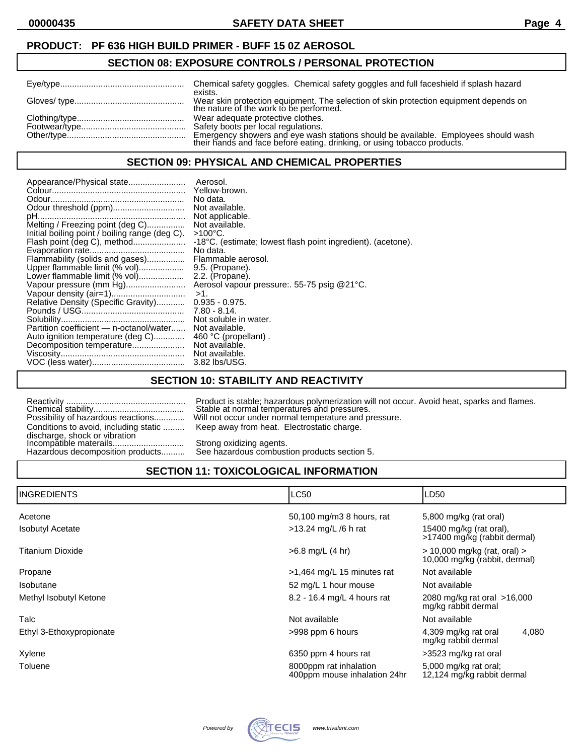**PRODUCT: PF 636 HIGH BUILD PRIMER - BUFF 15 0Z AEROSOL**

## SECTION 08: EXPOSURE CONTROLS / PERSONAL PROTECTION

| | |
|---|---|
| Eye/type | Chemical safety goggles. Chemical safety goggles and full faceshield if splash hazard exists. |
| Gloves/ type | Wear skin protection equipment. The selection of skin protection equipment depends on the nature of the work to be performed. |
| Clothing/type | Wear adequate protective clothes. |
| Footwear/type | Safety boots per local regulations. |
| Other/type | Emergency showers and eye wash stations should be available. Employees should wash their hands and face before eating, drinking, or using tobacco products. |

## SECTION 09: PHYSICAL AND CHEMICAL PROPERTIES

| | |
|---|---|
| Appearance/Physical state | Aerosol. |
| Colour | Yellow-brown. |
| Odour | No data. |
| Odour threshold (ppm) | Not available. |
| pH | Not applicable. |
| Melting / Freezing point (deg C) | Not available. |
| Initial boiling point / boiling range (deg C). | >100°C. |
| Flash point (deg C), method | -18°C. (estimate; lowest flash point ingredient). (acetone). |
| Evaporation rate | No data. |
| Flammability (solids and gases) | Flammable aerosol. |
| Upper flammable limit (% vol) | 9.5. (Propane). |
| Lower flammable limit (% vol) | 2.2. (Propane). |
| Vapour pressure (mm Hg) | Aerosol vapour pressure:. 55-75 psig @21°C. |
| Vapour density (air=1) | >1. |
| Relative Density (Specific Gravity) | 0.935 - 0.975. |
| Pounds / USG | 7.80 - 8.14. |
| Solubility | Not soluble in water. |
| Partition coefficient — n-octanol/water | Not available. |
| Auto ignition temperature (deg C) | 460 °C (propellant) . |
| Decomposition temperature | Not available. |
| Viscosity | Not available. |
| VOC (less water) | 3.82 lbs/USG. |

## SECTION 10: STABILITY AND REACTIVITY

| | |
|---|---|
| Reactivity | Product is stable; hazardous polymerization will not occur. Avoid heat, sparks and flames. |
| Chemical stability | Stable at normal temperatures and pressures. |
| Possibility of hazardous reactions | Will not occur under normal temperature and pressure. |
| Conditions to avoid, including static discharge, shock or vibration | Keep away from heat. Electrostatic charge. |
| Incompatible materails | Strong oxidizing agents. |
| Hazardous decomposition products | See hazardous combustion products section 5. |

## SECTION 11: TOXICOLOGICAL INFORMATION

| INGREDIENTS | LC50 | LD50 |
|---|---|---|
| Acetone | 50,100 mg/m3 8 hours, rat | 5,800 mg/kg (rat oral) |
| Isobutyl Acetate | >13.24 mg/L /6 h rat | 15400 mg/kg (rat oral), >17400 mg/kg (rabbit dermal) |
| Titanium Dioxide | >6.8 mg/L (4 hr) | > 10,000 mg/kg (rat, oral) > 10,000 mg/kg (rabbit, dermal) |
| Propane | >1,464 mg/L 15 minutes rat | Not available |
| Isobutane | 52 mg/L 1 hour mouse | Not available |
| Methyl Isobutyl Ketone | 8.2 - 16.4 mg/L 4 hours rat | 2080 mg/kg rat oral >16,000 mg/kg rabbit dermal |
| Talc | Not available | Not available |
| Ethyl 3-Ethoxypropionate | >998 ppm 6 hours | 4,309 mg/kg rat oral 4,080 mg/kg rabbit dermal |
| Xylene | 6350 ppm 4 hours rat | >3523 mg/kg rat oral |
| Toluene | 8000ppm rat inhalation 400ppm mouse inhalation 24hr | 5,000 mg/kg rat oral; 12,124 mg/kg rabbit dermal |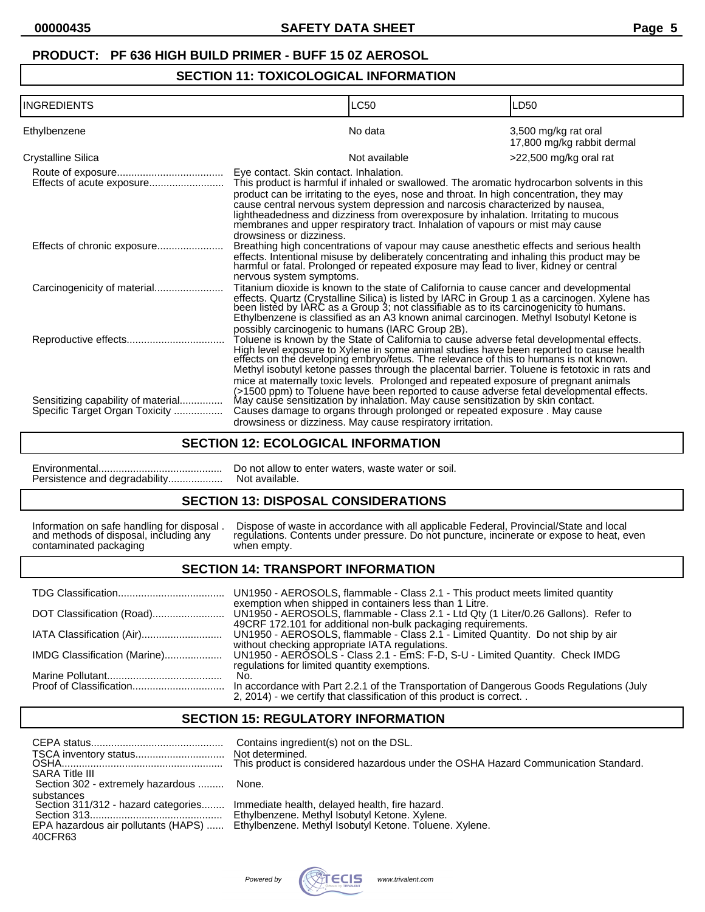**PRODUCT: PF 636 HIGH BUILD PRIMER - BUFF 15 0Z AEROSOL**

## SECTION 11: TOXICOLOGICAL INFORMATION

| INGREDIENTS | LC50 | LD50 |
|---|---|---|
| Ethylbenzene | No data | 3,500 mg/kg rat oral<br>17,800 mg/kg rabbit dermal |
| Crystalline Silica | Not available | >22,500 mg/kg oral rat |

Route of exposure.................................... Eye contact. Skin contact. Inhalation.

Effects of acute exposure.......................... This product is harmful if inhaled or swallowed. The aromatic hydrocarbon solvents in this product can be irritating to the eyes, nose and throat. In high concentration, they may cause central nervous system depression and narcosis characterized by nausea, lightheadedness and dizziness from overexposure by inhalation. Irritating to mucous membranes and upper respiratory tract. Inhalation of vapours or mist may cause drowsiness or dizziness.

Effects of chronic exposure....................... Breathing high concentrations of vapour may cause anesthetic effects and serious health effects. Intentional misuse by deliberately concentrating and inhaling this product may be harmful or fatal. Prolonged or repeated exposure may lead to liver, kidney or central nervous system symptoms.

Carcinogenicity of material........................ Titanium dioxide is known to the state of California to cause cancer and developmental effects. Quartz (Crystalline Silica) is listed by IARC in Group 1 as a carcinogen. Xylene has been listed by IARC as a Group 3; not classifiable as to its carcinogenicity to humans. Ethylbenzene is classified as an A3 known animal carcinogen. Methyl Isobutyl Ketone is possibly carcinogenic to humans (IARC Group 2B).

Reproductive effects................................. Toluene is known by the State of California to cause adverse fetal developmental effects. High level exposure to Xylene in some animal studies have been reported to cause health effects on the developing embryo/fetus. The relevance of this to humans is not known. Methyl isobutyl ketone passes through the placental barrier. Toluene is fetotoxic in rats and mice at maternally toxic levels. Prolonged and repeated exposure of pregnant animals (>1500 ppm) to Toluene have been reported to cause adverse fetal developmental effects.

Sensitizing capability of material............... May cause sensitization by inhalation. May cause sensitization by skin contact.

Specific Target Organ Toxicity ................. Causes damage to organs through prolonged or repeated exposure . May cause drowsiness or dizziness. May cause respiratory irritation.

## SECTION 12: ECOLOGICAL INFORMATION

Environmental........................................... Do not allow to enter waters, waste water or soil.

Persistence and degradability................... Not available.

## SECTION 13: DISPOSAL CONSIDERATIONS

Information on safe handling for disposal . and methods of disposal, including any contaminated packaging — Dispose of waste in accordance with all applicable Federal, Provincial/State and local regulations. Contents under pressure. Do not puncture, incinerate or expose to heat, even when empty.

## SECTION 14: TRANSPORT INFORMATION

TDG Classification..................................... UN1950 - AEROSOLS, flammable - Class 2.1 - This product meets limited quantity exemption when shipped in containers less than 1 Litre.

DOT Classification (Road)......................... UN1950 - AEROSOLS, flammable - Class 2.1 - Ltd Qty (1 Liter/0.26 Gallons). Refer to 49CRF 172.101 for additional non-bulk packaging requirements.

IATA Classification (Air)............................ UN1950 - AEROSOLS, flammable - Class 2.1 - Limited Quantity. Do not ship by air without checking appropriate IATA regulations.

IMDG Classification (Marine).................... UN1950 - AEROSOLS - Class 2.1 - EmS: F-D, S-U - Limited Quantity. Check IMDG regulations for limited quantity exemptions.

Marine Pollutant........................................ No.

Proof of Classification................................ In accordance with Part 2.2.1 of the Transportation of Dangerous Goods Regulations (July 2, 2014) - we certify that classification of this product is correct. .

## SECTION 15: REGULATORY INFORMATION

CEPA status............................................. Contains ingredient(s) not on the DSL.

TSCA inventory status............................... Not determined.

OSHA........................................................ This product is considered hazardous under the OSHA Hazard Communication Standard.

SARA Title III

Section 302 - extremely hazardous substances ......... None.

Section 311/312 - hazard categories........ Immediate health, delayed health, fire hazard.

Section 313.............................................. Ethylbenzene. Methyl Isobutyl Ketone. Xylene.

EPA hazardous air pollutants (HAPS) 40CFR63 ...... Ethylbenzene. Methyl Isobutyl Ketone. Toluene. Xylene.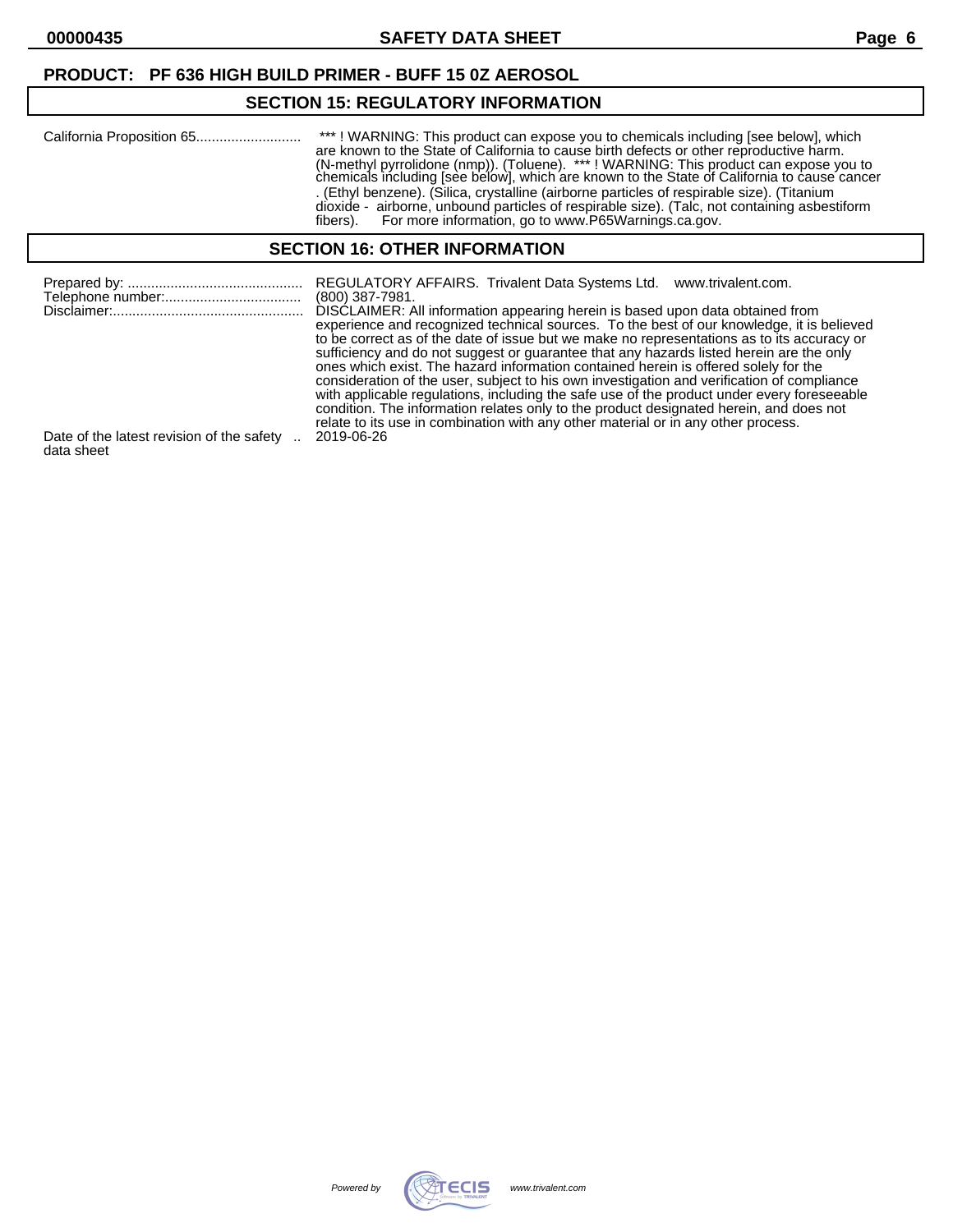**PRODUCT: PF 636 HIGH BUILD PRIMER - BUFF 15 0Z AEROSOL**

## SECTION 15: REGULATORY INFORMATION

| | |
|---|---|
| California Proposition 65........................... | *** ! WARNING: This product can expose you to chemicals including [see below], which are known to the State of California to cause birth defects or other reproductive harm. (N-methyl pyrrolidone (nmp)). (Toluene). *** ! WARNING: This product can expose you to chemicals including [see below], which are known to the State of California to cause cancer . (Ethyl benzene). (Silica, crystalline (airborne particles of respirable size). (Titanium dioxide - airborne, unbound particles of respirable size). (Talc, not containing asbestiform fibers). For more information, go to www.P65Warnings.ca.gov. |

## SECTION 16: OTHER INFORMATION

| | |
|---|---|
| Prepared by: ............................................. | REGULATORY AFFAIRS. Trivalent Data Systems Ltd. www.trivalent.com. |
| Telephone number:.................................. | (800) 387-7981. |
| Disclaimer:................................................. | DISCLAIMER: All information appearing herein is based upon data obtained from experience and recognized technical sources. To the best of our knowledge, it is believed to be correct as of the date of issue but we make no representations as to its accuracy or sufficiency and do not suggest or guarantee that any hazards listed herein are the only ones which exist. The hazard information contained herein is offered solely for the consideration of the user, subject to his own investigation and verification of compliance with applicable regulations, including the safe use of the product under every foreseeable condition. The information relates only to the product designated herein, and does not relate to its use in combination with any other material or in any other process. |
| Date of the latest revision of the safety .. data sheet | 2019-06-26 |